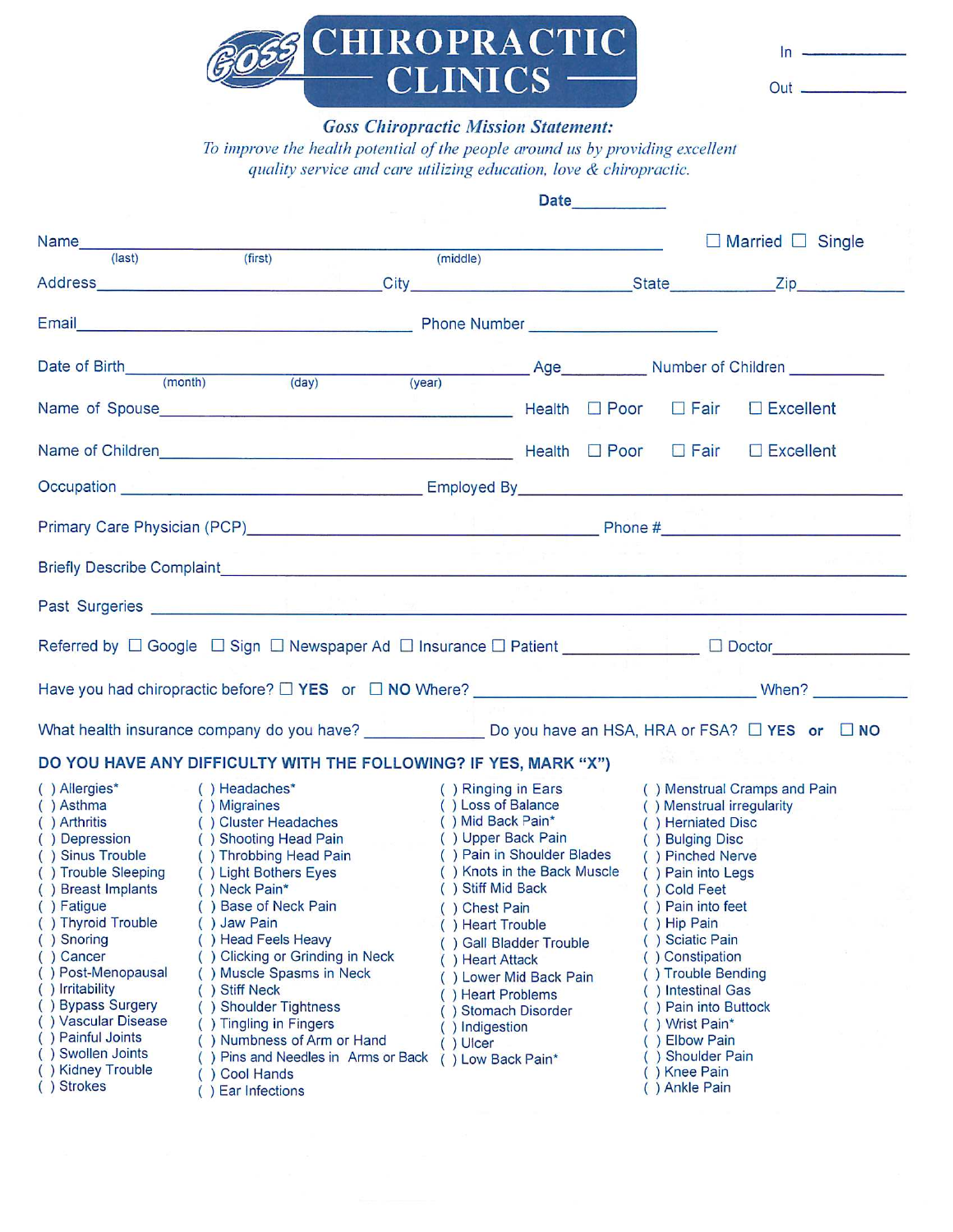# GOSS CHIROPRACTIC CLINICS

In ____________

Out ____________

***Goss Chiropractic Mission Statement:***

*To improve the health potential of the people around us by providing excellent quality service and care utilizing education, love & chiropractic.*

**Date**____________

Name______________________________________________ ☐ Married ☐ Single
(last) (first) (middle)

Address____________________City____________________State__________Zip__________

Email____________________________ Phone Number ____________________

Date of Birth______________________________ Age________ Number of Children ________
(month) (day) (year)

Name of Spouse____________________________ Health ☐ Poor ☐ Fair ☐ Excellent

Name of Children____________________________ Health ☐ Poor ☐ Fair ☐ Excellent

Occupation ____________________ Employed By____________________

Primary Care Physician (PCP)____________________________ Phone #____________________

Briefly Describe Complaint______________________________________________

Past Surgeries______________________________________________

Referred by ☐ Google ☐ Sign ☐ Newspaper Ad ☐ Insurance ☐ Patient ____________ ☐ Doctor____________

Have you had chiropractic before? ☐ **YES** or ☐ **NO** Where? ____________________ When? ____________

What health insurance company do you have? ____________ Do you have an HSA, HRA or FSA? ☐ **YES** or ☐ **NO**

**DO YOU HAVE ANY DIFFICULTY WITH THE FOLLOWING? IF YES, MARK "X")**

( ) Allergies*
( ) Asthma
( ) Arthritis
( ) Depression
( ) Sinus Trouble
( ) Trouble Sleeping
( ) Breast Implants
( ) Fatigue
( ) Thyroid Trouble
( ) Snoring
( ) Cancer
( ) Post-Menopausal
( ) Irritability
( ) Bypass Surgery
( ) Vascular Disease
( ) Painful Joints
( ) Swollen Joints
( ) Kidney Trouble
( ) Strokes

( ) Headaches*
( ) Migraines
( ) Cluster Headaches
( ) Shooting Head Pain
( ) Throbbing Head Pain
( ) Light Bothers Eyes
( ) Neck Pain*
( ) Base of Neck Pain
( ) Jaw Pain
( ) Head Feels Heavy
( ) Clicking or Grinding in Neck
( ) Muscle Spasms in Neck
( ) Stiff Neck
( ) Shoulder Tightness
( ) Tingling in Fingers
( ) Numbness of Arm or Hand
( ) Pins and Needles in Arms or Back
( ) Cool Hands
( ) Ear Infections

( ) Ringing in Ears
( ) Loss of Balance
( ) Mid Back Pain*
( ) Upper Back Pain
( ) Pain in Shoulder Blades
( ) Knots in the Back Muscle
( ) Stiff Mid Back
( ) Chest Pain
( ) Heart Trouble
( ) Gall Bladder Trouble
( ) Heart Attack
( ) Lower Mid Back Pain
( ) Heart Problems
( ) Stomach Disorder
( ) Indigestion
( ) Ulcer
( ) Low Back Pain*

( ) Menstrual Cramps and Pain
( ) Menstrual irregularity
( ) Herniated Disc
( ) Bulging Disc
( ) Pinched Nerve
( ) Pain into Legs
( ) Cold Feet
( ) Pain into feet
( ) Hip Pain
( ) Sciatic Pain
( ) Constipation
( ) Trouble Bending
( ) Intestinal Gas
( ) Pain into Buttock
( ) Wrist Pain*
( ) Elbow Pain
( ) Shoulder Pain
( ) Knee Pain
( ) Ankle Pain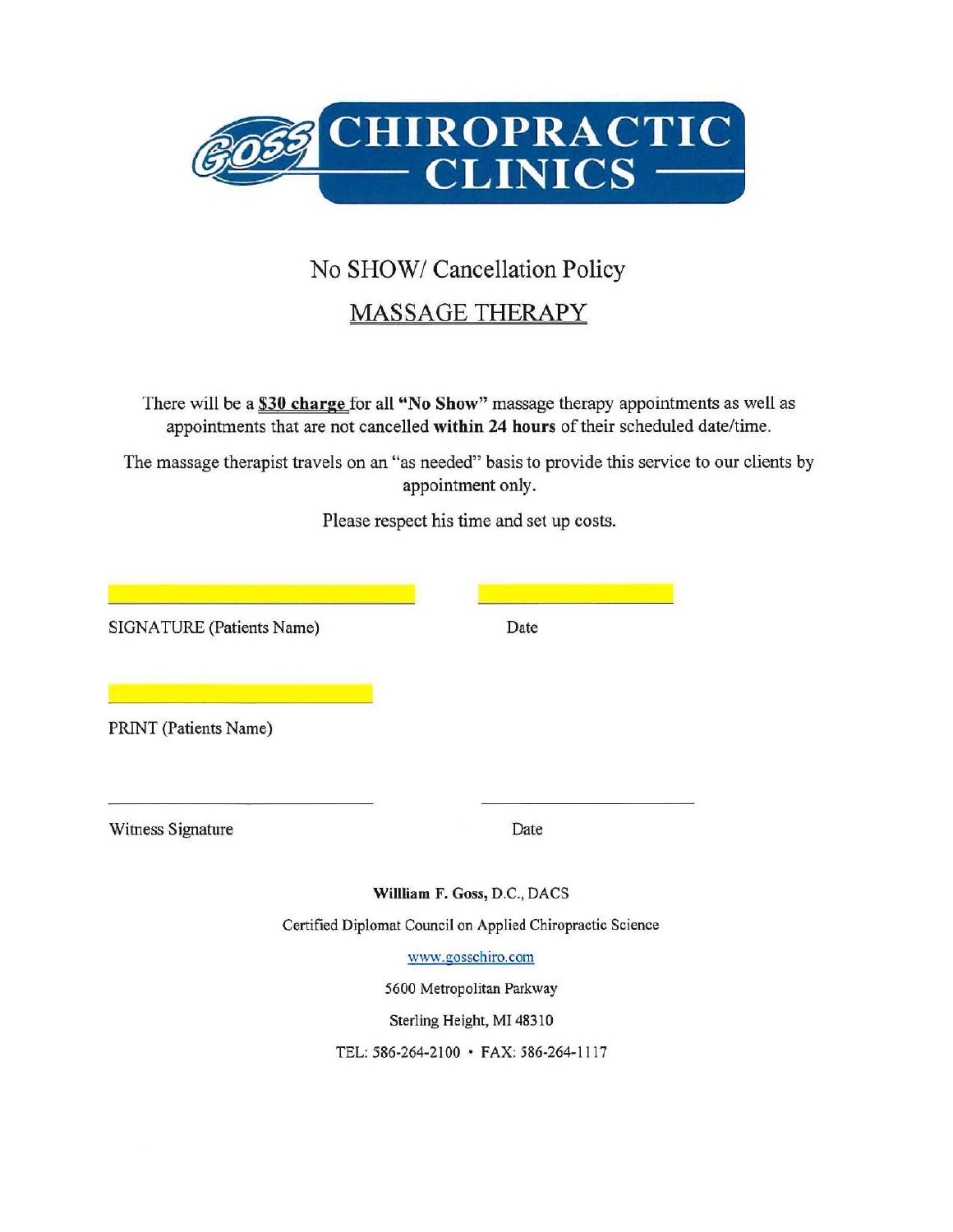# GOSS CHIROPRACTIC CLINICS

## No SHOW/ Cancellation Policy

## MASSAGE THERAPY

There will be a **$30 charge** for all **"No Show"** massage therapy appointments as well as appointments that are not cancelled **within 24 hours** of their scheduled date/time.

The massage therapist travels on an "as needed" basis to provide this service to our clients by appointment only.

Please respect his time and set up costs.

_______________________________ _______________________

SIGNATURE (Patients Name) Date

_______________________________

PRINT (Patients Name)

_______________________________ _______________________

Witness Signature Date

**Willliam F. Goss,** D.C., DACS

Certified Diplomat Council on Applied Chiropractic Science

www.gosschiro.com

5600 Metropolitan Parkway

Sterling Height, MI 48310

TEL: 586-264-2100 • FAX: 586-264-1117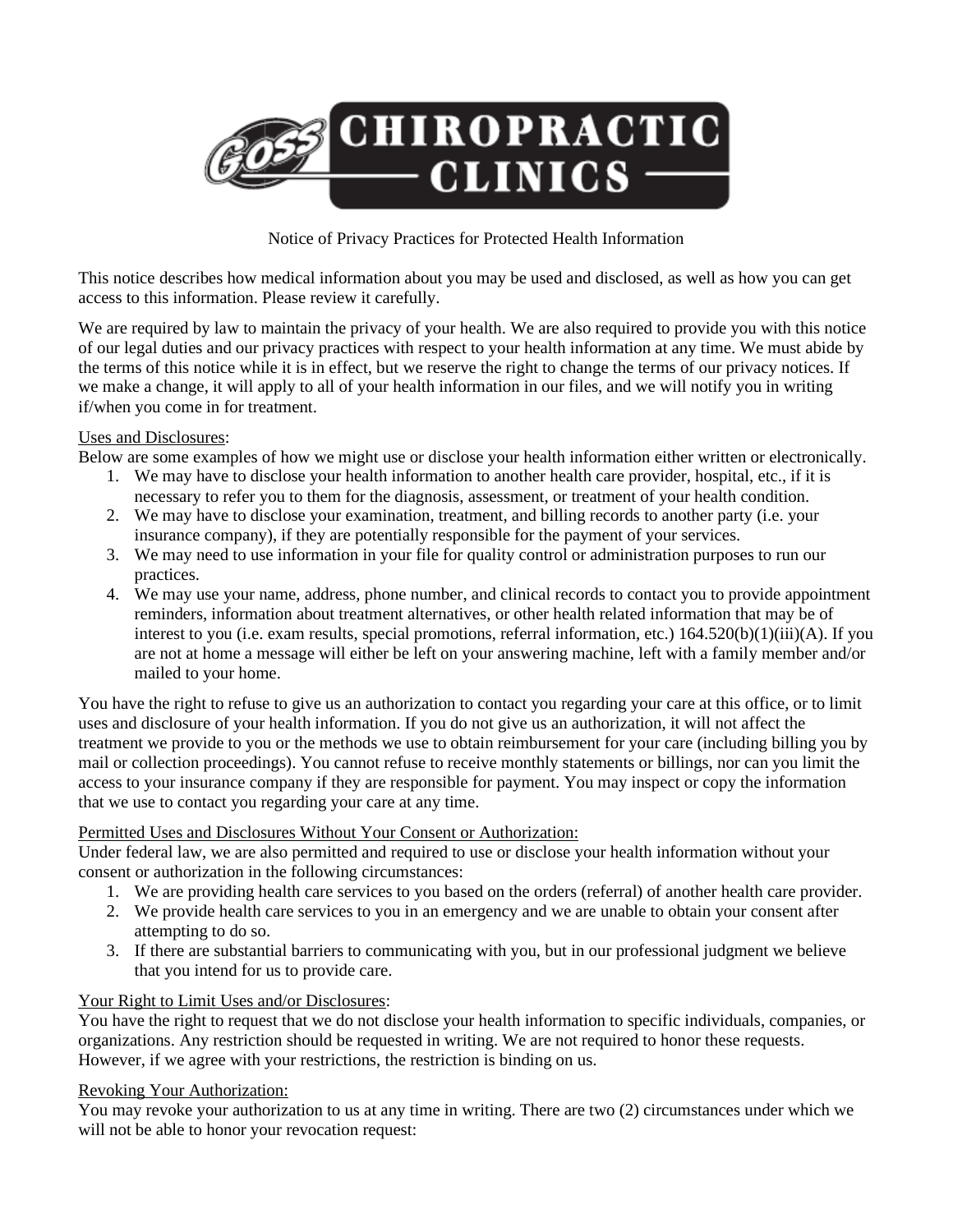Notice of Privacy Practices for Protected Health Information

This notice describes how medical information about you may be used and disclosed, as well as how you can get access to this information. Please review it carefully.

We are required by law to maintain the privacy of your health. We are also required to provide you with this notice of our legal duties and our privacy practices with respect to your health information at any time. We must abide by the terms of this notice while it is in effect, but we reserve the right to change the terms of our privacy notices. If we make a change, it will apply to all of your health information in our files, and we will notify you in writing if/when you come in for treatment.

Uses and Disclosures:

Below are some examples of how we might use or disclose your health information either written or electronically.

1. We may have to disclose your health information to another health care provider, hospital, etc., if it is necessary to refer you to them for the diagnosis, assessment, or treatment of your health condition.
2. We may have to disclose your examination, treatment, and billing records to another party (i.e. your insurance company), if they are potentially responsible for the payment of your services.
3. We may need to use information in your file for quality control or administration purposes to run our practices.
4. We may use your name, address, phone number, and clinical records to contact you to provide appointment reminders, information about treatment alternatives, or other health related information that may be of interest to you (i.e. exam results, special promotions, referral information, etc.) 164.520(b)(1)(iii)(A). If you are not at home a message will either be left on your answering machine, left with a family member and/or mailed to your home.

You have the right to refuse to give us an authorization to contact you regarding your care at this office, or to limit uses and disclosure of your health information. If you do not give us an authorization, it will not affect the treatment we provide to you or the methods we use to obtain reimbursement for your care (including billing you by mail or collection proceedings). You cannot refuse to receive monthly statements or billings, nor can you limit the access to your insurance company if they are responsible for payment. You may inspect or copy the information that we use to contact you regarding your care at any time.

Permitted Uses and Disclosures Without Your Consent or Authorization:

Under federal law, we are also permitted and required to use or disclose your health information without your consent or authorization in the following circumstances:

1. We are providing health care services to you based on the orders (referral) of another health care provider.
2. We provide health care services to you in an emergency and we are unable to obtain your consent after attempting to do so.
3. If there are substantial barriers to communicating with you, but in our professional judgment we believe that you intend for us to provide care.

Your Right to Limit Uses and/or Disclosures:

You have the right to request that we do not disclose your health information to specific individuals, companies, or organizations. Any restriction should be requested in writing. We are not required to honor these requests. However, if we agree with your restrictions, the restriction is binding on us.

Revoking Your Authorization:

You may revoke your authorization to us at any time in writing. There are two (2) circumstances under which we will not be able to honor your revocation request: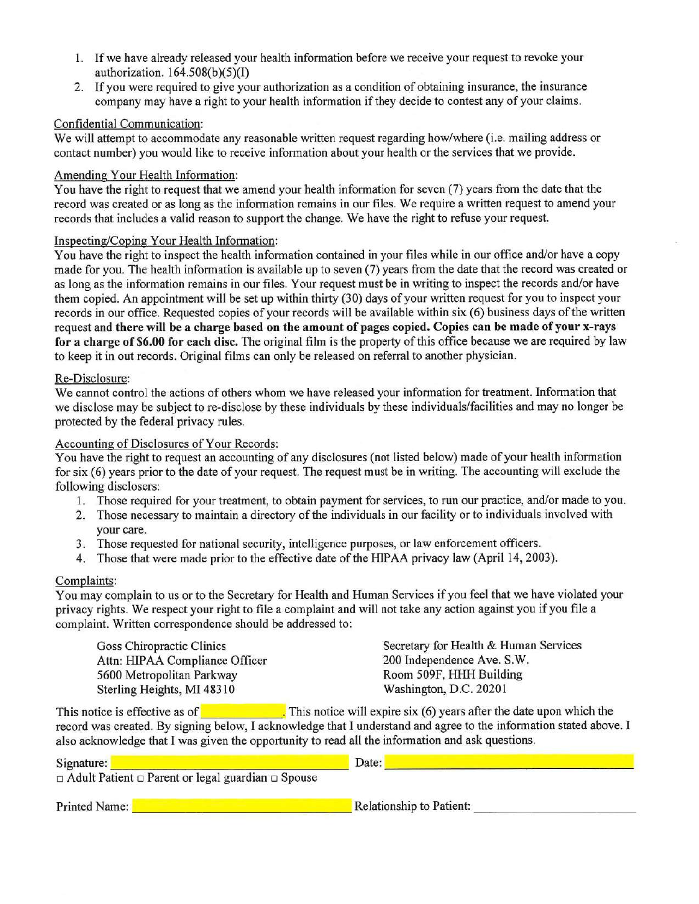1. If we have already released your health information before we receive your request to revoke your authorization. 164.508(b)(5)(I)
2. If you were required to give your authorization as a condition of obtaining insurance, the insurance company may have a right to your health information if they decide to contest any of your claims.

Confidential Communication:

We will attempt to accommodate any reasonable written request regarding how/where (i.e. mailing address or contact number) you would like to receive information about your health or the services that we provide.

Amending Your Health Information:

You have the right to request that we amend your health information for seven (7) years from the date that the record was created or as long as the information remains in our files. We require a written request to amend your records that includes a valid reason to support the change. We have the right to refuse your request.

Inspecting/Coping Your Health Information:

You have the right to inspect the health information contained in your files while in our office and/or have a copy made for you. The health information is available up to seven (7) years from the date that the record was created or as long as the information remains in our files. Your request must be in writing to inspect the records and/or have them copied. An appointment will be set up within thirty (30) days of your written request for you to inspect your records in our office. Requested copies of your records will be available within six (6) business days of the written request **and there will be a charge based on the amount of pages copied. Copies can be made of your x-rays for a charge of $6.00 for each disc.** The original film is the property of this office because we are required by law to keep it in out records. Original films can only be released on referral to another physician.

Re-Disclosure:

We cannot control the actions of others whom we have released your information for treatment. Information that we disclose may be subject to re-disclose by these individuals by these individuals/facilities and may no longer be protected by the federal privacy rules.

Accounting of Disclosures of Your Records:

You have the right to request an accounting of any disclosures (not listed below) made of your health information for six (6) years prior to the date of your request. The request must be in writing. The accounting will exclude the following disclosers:

1. Those required for your treatment, to obtain payment for services, to run our practice, and/or made to you.
2. Those necessary to maintain a directory of the individuals in our facility or to individuals involved with your care.
3. Those requested for national security, intelligence purposes, or law enforcement officers.
4. Those that were made prior to the effective date of the HIPAA privacy law (April 14, 2003).

Complaints:

You may complain to us or to the Secretary for Health and Human Services if you feel that we have violated your privacy rights. We respect your right to file a complaint and will not take any action against you if you file a complaint. Written correspondence should be addressed to:

Goss Chiropractic Clinics
Attn: HIPAA Compliance Officer
5600 Metropolitan Parkway
Sterling Heights, MI 48310

Secretary for Health & Human Services
200 Independence Ave. S.W.
Room 509F, HHH Building
Washington, D.C. 20201

This notice is effective as of \_\_\_\_\_\_\_\_. This notice will expire six (6) years after the date upon which the record was created. By signing below, I acknowledge that I understand and agree to the information stated above. I also acknowledge that I was given the opportunity to read all the information and ask questions.

Signature: \_\_\_\_\_\_\_\_\_\_\_\_\_\_\_\_\_\_\_\_ Date: \_\_\_\_\_\_\_\_\_\_\_\_\_\_\_\_\_\_\_\_

□ Adult Patient □ Parent or legal guardian □ Spouse

Printed Name: \_\_\_\_\_\_\_\_\_\_\_\_\_\_\_\_\_\_\_\_ Relationship to Patient: \_\_\_\_\_\_\_\_\_\_\_\_\_\_\_\_\_\_\_\_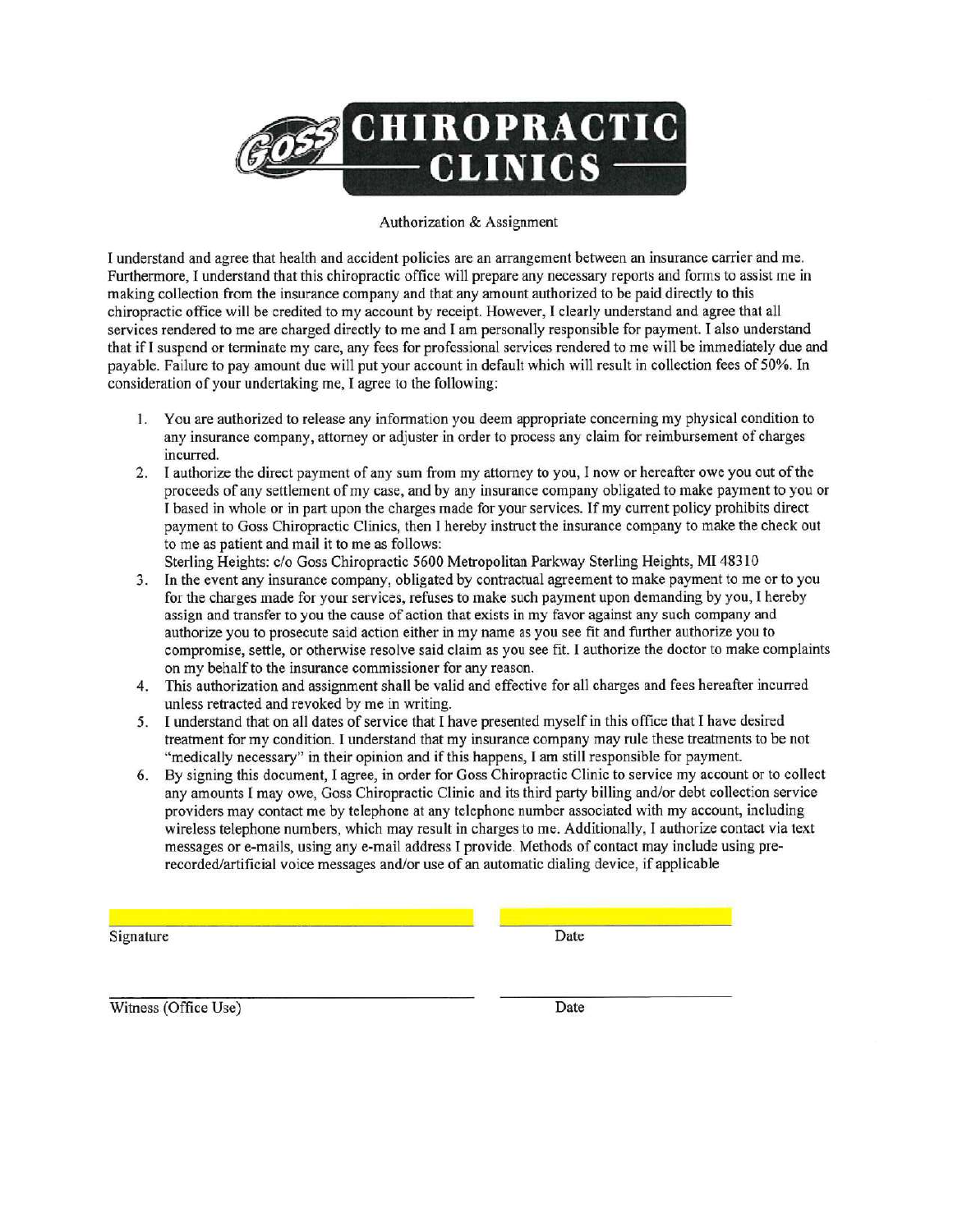# GOSS CHIROPRACTIC CLINICS

Authorization & Assignment

I understand and agree that health and accident policies are an arrangement between an insurance carrier and me. Furthermore, I understand that this chiropractic office will prepare any necessary reports and forms to assist me in making collection from the insurance company and that any amount authorized to be paid directly to this chiropractic office will be credited to my account by receipt. However, I clearly understand and agree that all services rendered to me are charged directly to me and I am personally responsible for payment. I also understand that if I suspend or terminate my care, any fees for professional services rendered to me will be immediately due and payable. Failure to pay amount due will put your account in default which will result in collection fees of 50%. In consideration of your undertaking me, I agree to the following:

1. You are authorized to release any information you deem appropriate concerning my physical condition to any insurance company, attorney or adjuster in order to process any claim for reimbursement of charges incurred.
2. I authorize the direct payment of any sum from my attorney to you, I now or hereafter owe you out of the proceeds of any settlement of my case, and by any insurance company obligated to make payment to you or I based in whole or in part upon the charges made for your services. If my current policy prohibits direct payment to Goss Chiropractic Clinics, then I hereby instruct the insurance company to make the check out to me as patient and mail it to me as follows:
   Sterling Heights: c/o Goss Chiropractic 5600 Metropolitan Parkway Sterling Heights, MI 48310
3. In the event any insurance company, obligated by contractual agreement to make payment to me or to you for the charges made for your services, refuses to make such payment upon demanding by you, I hereby assign and transfer to you the cause of action that exists in my favor against any such company and authorize you to prosecute said action either in my name as you see fit and further authorize you to compromise, settle, or otherwise resolve said claim as you see fit. I authorize the doctor to make complaints on my behalf to the insurance commissioner for any reason.
4. This authorization and assignment shall be valid and effective for all charges and fees hereafter incurred unless retracted and revoked by me in writing.
5. I understand that on all dates of service that I have presented myself in this office that I have desired treatment for my condition. I understand that my insurance company may rule these treatments to be not "medically necessary" in their opinion and if this happens, I am still responsible for payment.
6. By signing this document, I agree, in order for Goss Chiropractic Clinic to service my account or to collect any amounts I may owe, Goss Chiropractic Clinic and its third party billing and/or debt collection service providers may contact me by telephone at any telephone number associated with my account, including wireless telephone numbers, which may result in charges to me. Additionally, I authorize contact via text messages or e-mails, using any e-mail address I provide. Methods of contact may include using pre-recorded/artificial voice messages and/or use of an automatic dialing device, if applicable

Signature ______________________ Date ______________

Witness (Office Use) ______________________ Date ______________